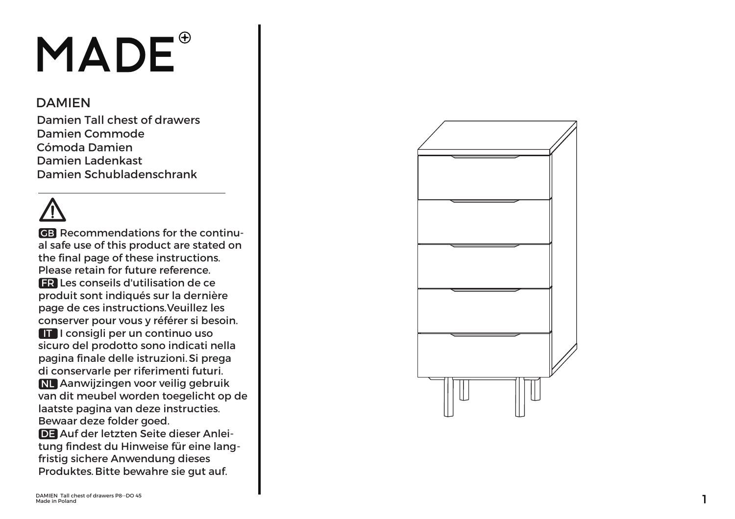# MADE

## DAMIEN

Damien Tall chest of drawers
Damien Commode
Cómoda Damien
Damien Ladenkast
Damien Schubladenschrank

⚠

**GB** Recommendations for the continual safe use of this product are stated on the final page of these instructions. Please retain for future reference.

**FR** Les conseils d'utilisation de ce produit sont indiqués sur la dernière page de ces instructions. Veuillez les conserver pour vous y référer si besoin.

**IT** I consigli per un continuo uso sicuro del prodotto sono indicati nella pagina finale delle istruzioni. Si prega di conservarle per riferimenti futuri.

**NL** Aanwijzingen voor veilig gebruik van dit meubel worden toegelicht op de laatste pagina van deze instructies. Bewaar deze folder goed.

**DE** Auf der letzten Seite dieser Anleitung findest du Hinweise für eine langfristig sichere Anwendung dieses Produktes. Bitte bewahre sie gut auf.

DAMIEN Tall chest of drawers P8--DO 45
Made in Poland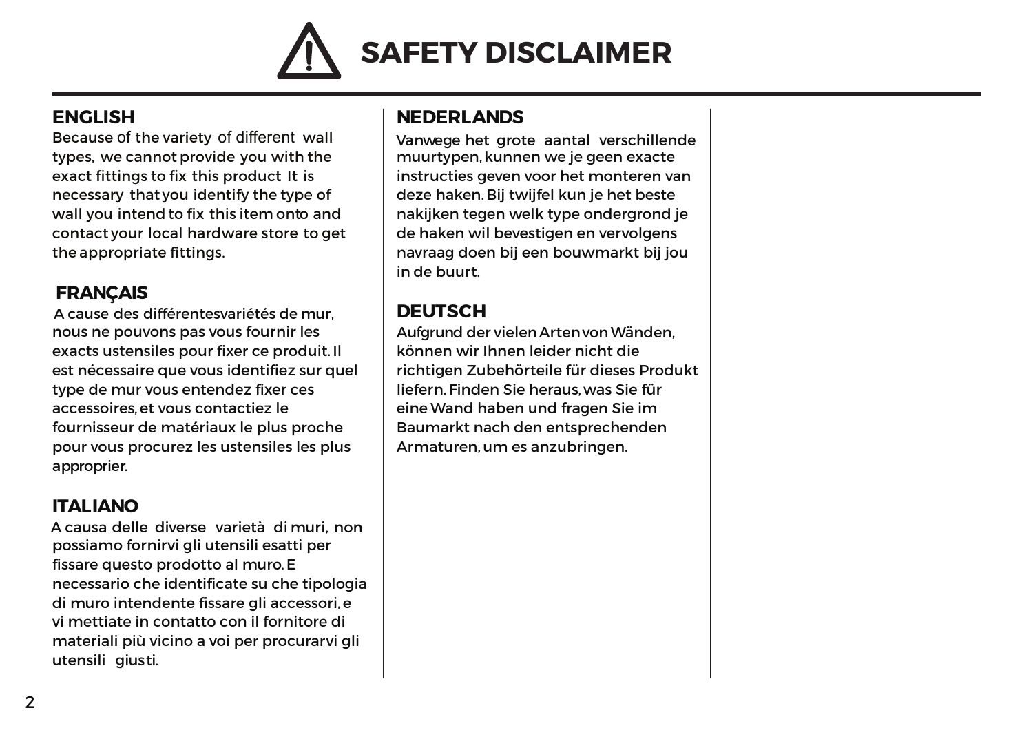# SAFETY DISCLAIMER

## ENGLISH

Because of the variety of different wall types, we cannot provide you with the exact fittings to fix this product It is necessary that you identify the type of wall you intend to fix this item onto and contact your local hardware store to get the appropriate fittings.

## FRANÇAIS

A cause des différentesvariétés de mur, nous ne pouvons pas vous fournir les exacts ustensiles pour fixer ce produit. Il est nécessaire que vous identifiez sur quel type de mur vous entendez fixer ces accessoires, et vous contactiez le fournisseur de matériaux le plus proche pour vous procurez les ustensiles les plus approprier.

## ITALIANO

A causa delle diverse varietà di muri, non possiamo fornirvi gli utensili esatti per fissare questo prodotto al muro. E necessario che identificate su che tipologia di muro intendente fissare gli accessori, e vi mettiate in contatto con il fornitore di materiali più vicino a voi per procurarvi gli utensili giusti.

## NEDERLANDS

Vanwege het grote aantal verschillende muurtypen, kunnen we je geen exacte instructies geven voor het monteren van deze haken. Bij twijfel kun je het beste nakijken tegen welk type ondergrond je de haken wil bevestigen en vervolgens navraag doen bij een bouwmarkt bij jou in de buurt.

## DEUTSCH

Aufgrund der vielen Arten von Wänden, können wir Ihnen leider nicht die richtigen Zubehörteile für dieses Produkt liefern. Finden Sie heraus, was Sie für eine Wand haben und fragen Sie im Baumarkt nach den entsprechenden Armaturen, um es anzubringen.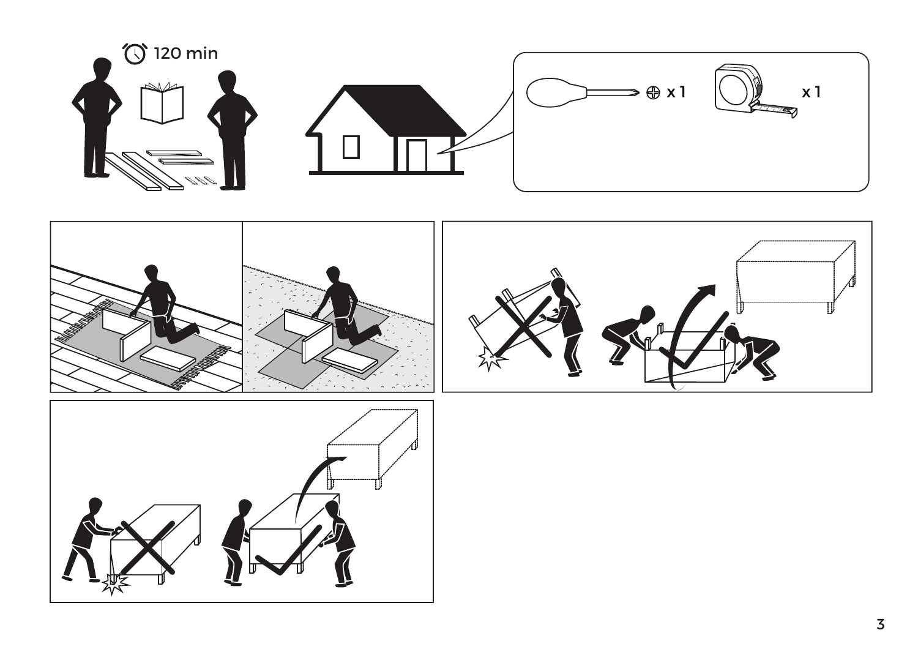120 min

x 1

x 1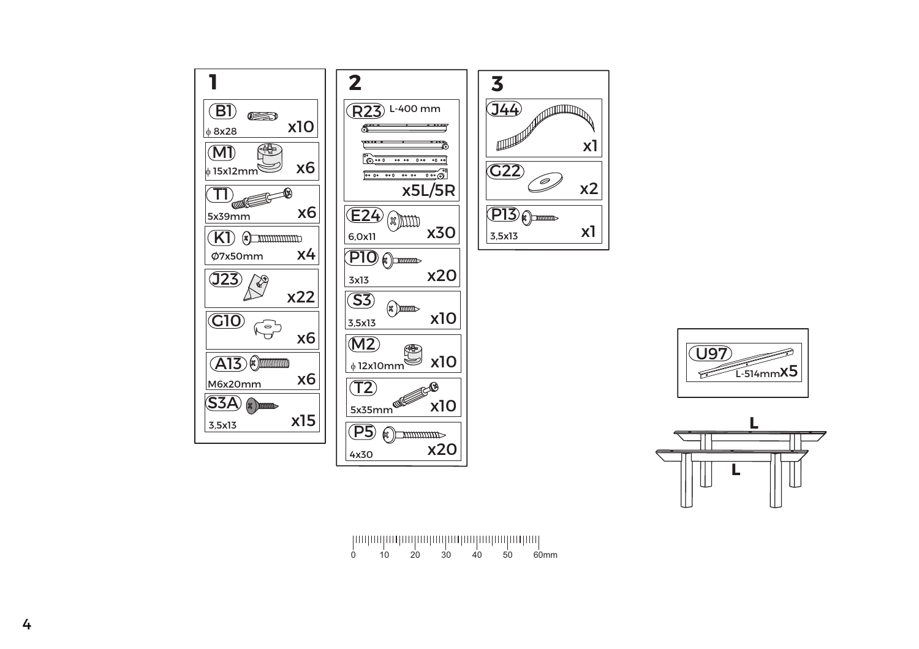## 1

| Part | Size | Qty |
|---|---|---|
| B1 | ϕ 8x28 | x10 |
| M1 | ϕ 15x12mm | x6 |
| T1 | 5x39mm | x6 |
| K1 | Ø7x50mm | x4 |
| J23 | | x22 |
| G10 | | x6 |
| A13 | M6x20mm | x6 |
| S3A | 3,5x13 | x15 |

## 2

| Part | Size | Qty |
|---|---|---|
| R23 | L-400 mm | x5L/5R |
| E24 | 6,0x11 | x30 |
| P10 | 3x13 | x20 |
| S3 | 3,5x13 | x10 |
| M2 | ϕ 12x10mm | x10 |
| T2 | 5x35mm | x10 |
| P5 | 4x30 | x20 |

## 3

| Part | Size | Qty |
|---|---|---|
| J44 | | x1 |
| G22 | | x2 |
| P13 | 3,5x13 | x1 |

| Part | Size | Qty |
|---|---|---|
| U97 | L-514mm | x5 |

L

L

0 10 20 30 40 50 60mm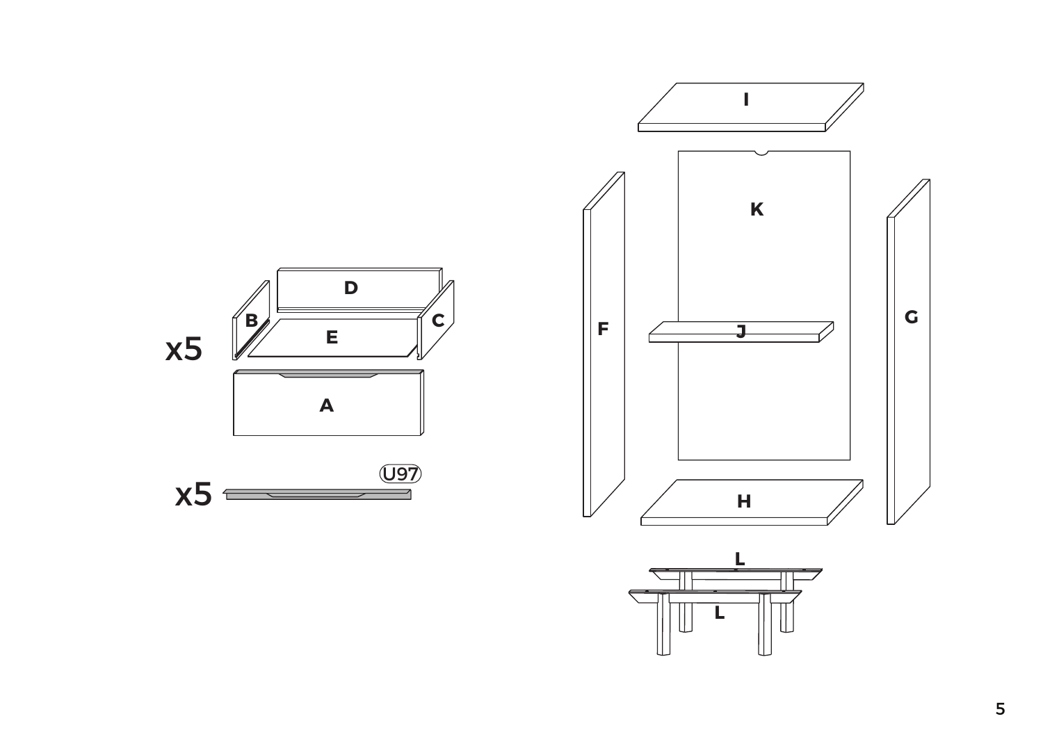x5

D

B

C

E

A

x5

U97

I

K

F

J

G

H

L

L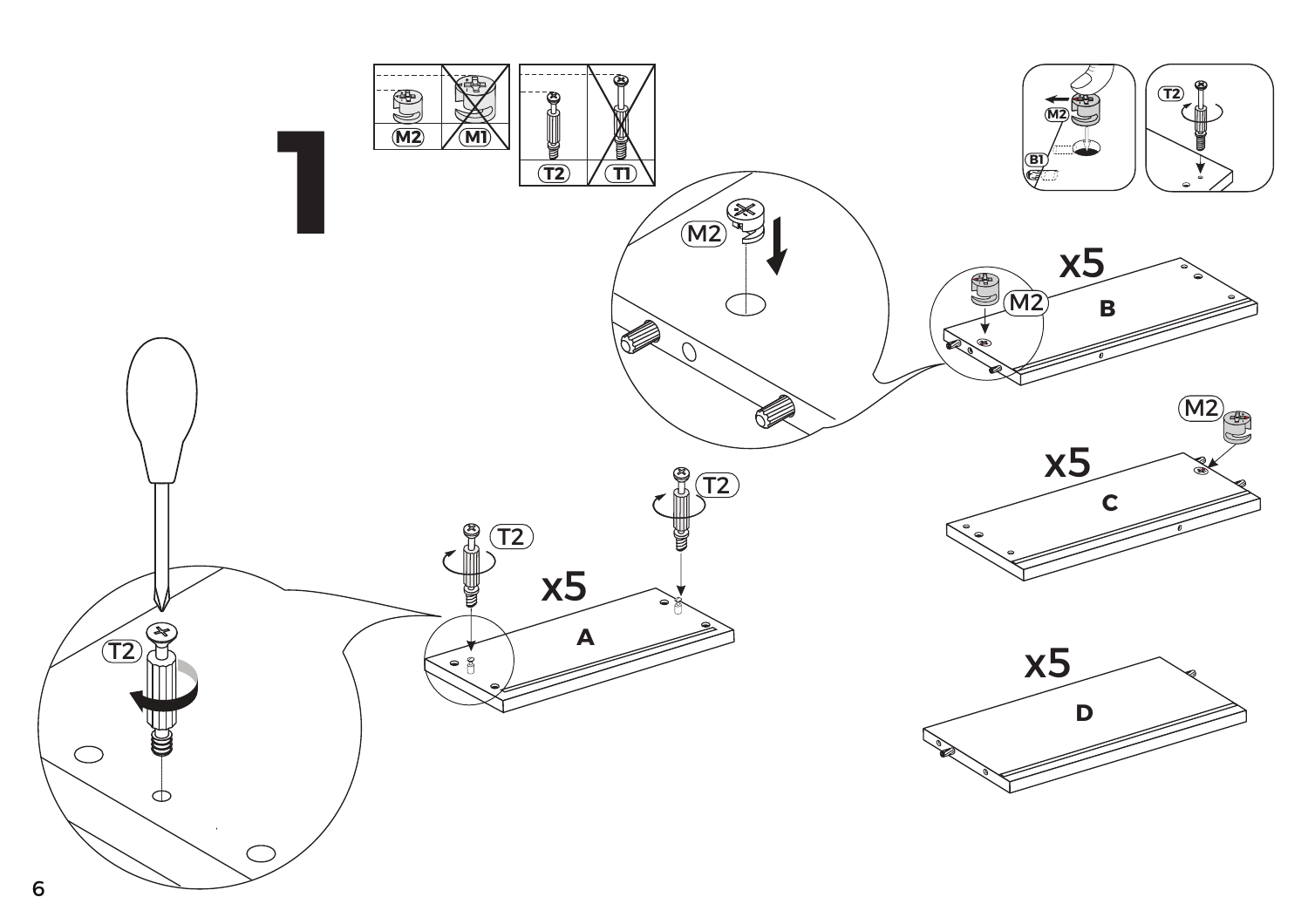# 1

M2 M1

T2 T1

M2

B1

T2

x5

B

M2

x5

C

M2

x5

D

T2

T2

T2

x5

A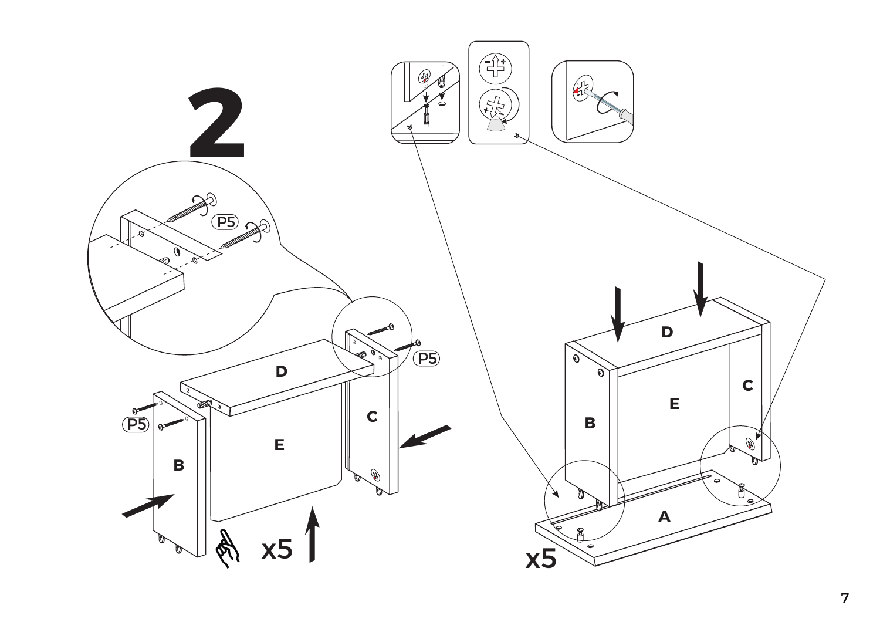# 2

P5

P5

P5

D

E

C

B

x5

D

E

C

B

A

x5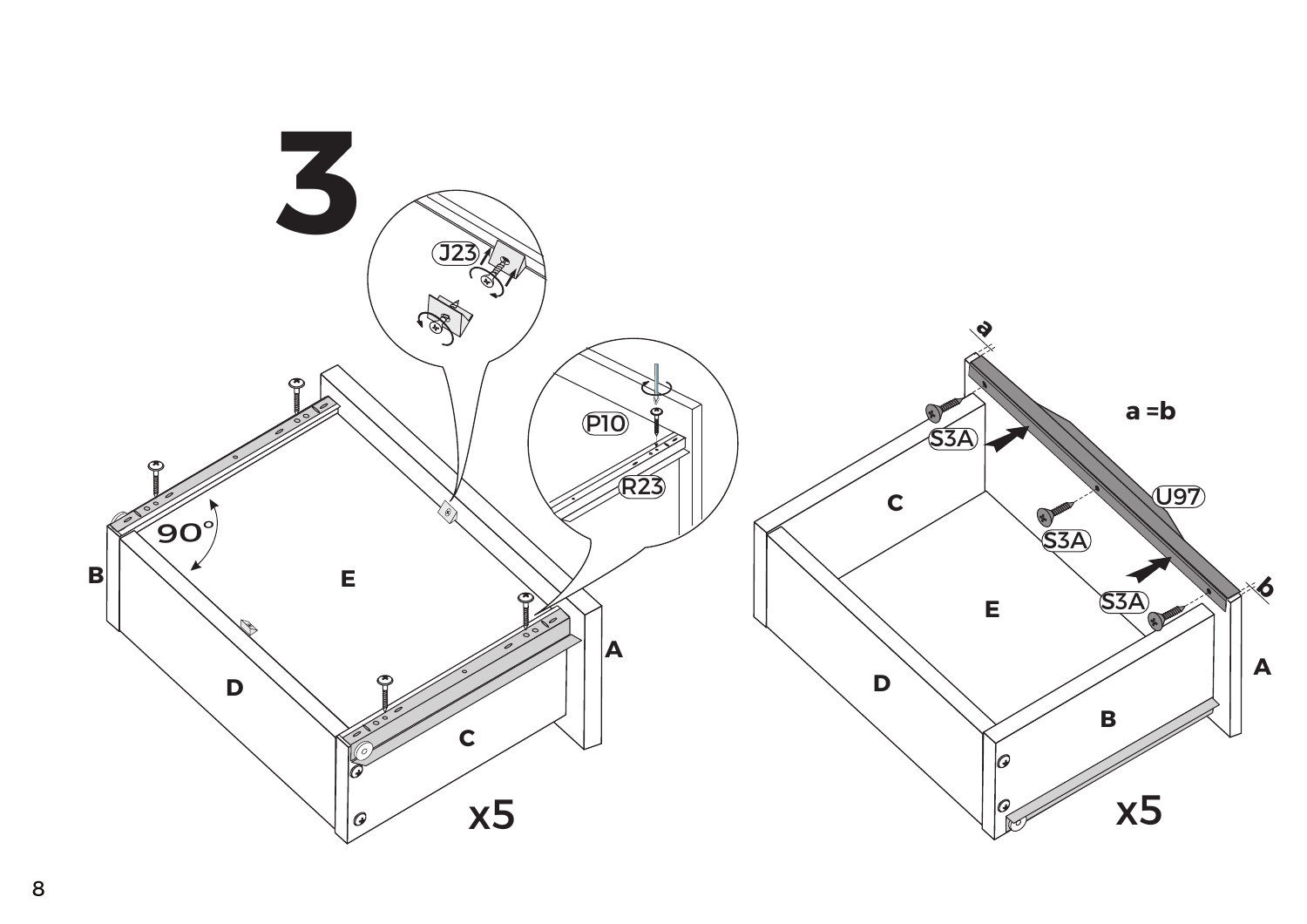# 3

J23

P10

R23

90°

B

E

D

C

A

x5

a

a = b

S3A

U97

S3A

S3A

b

C

E

D

B

A

x5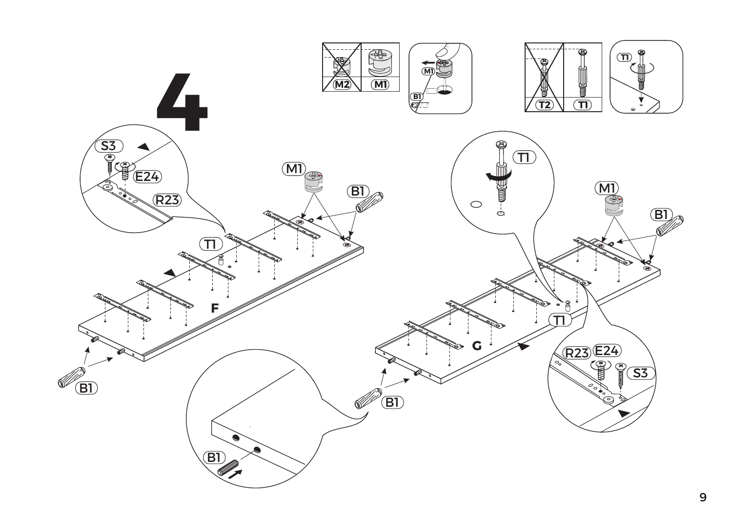# 4

M2 M1

M1 B1

T2 T1

T1

S3 E24 R23

M1 B1

T1

F

B1

B1

T1

M1 B1

T1

G

R23 E24 S3

B1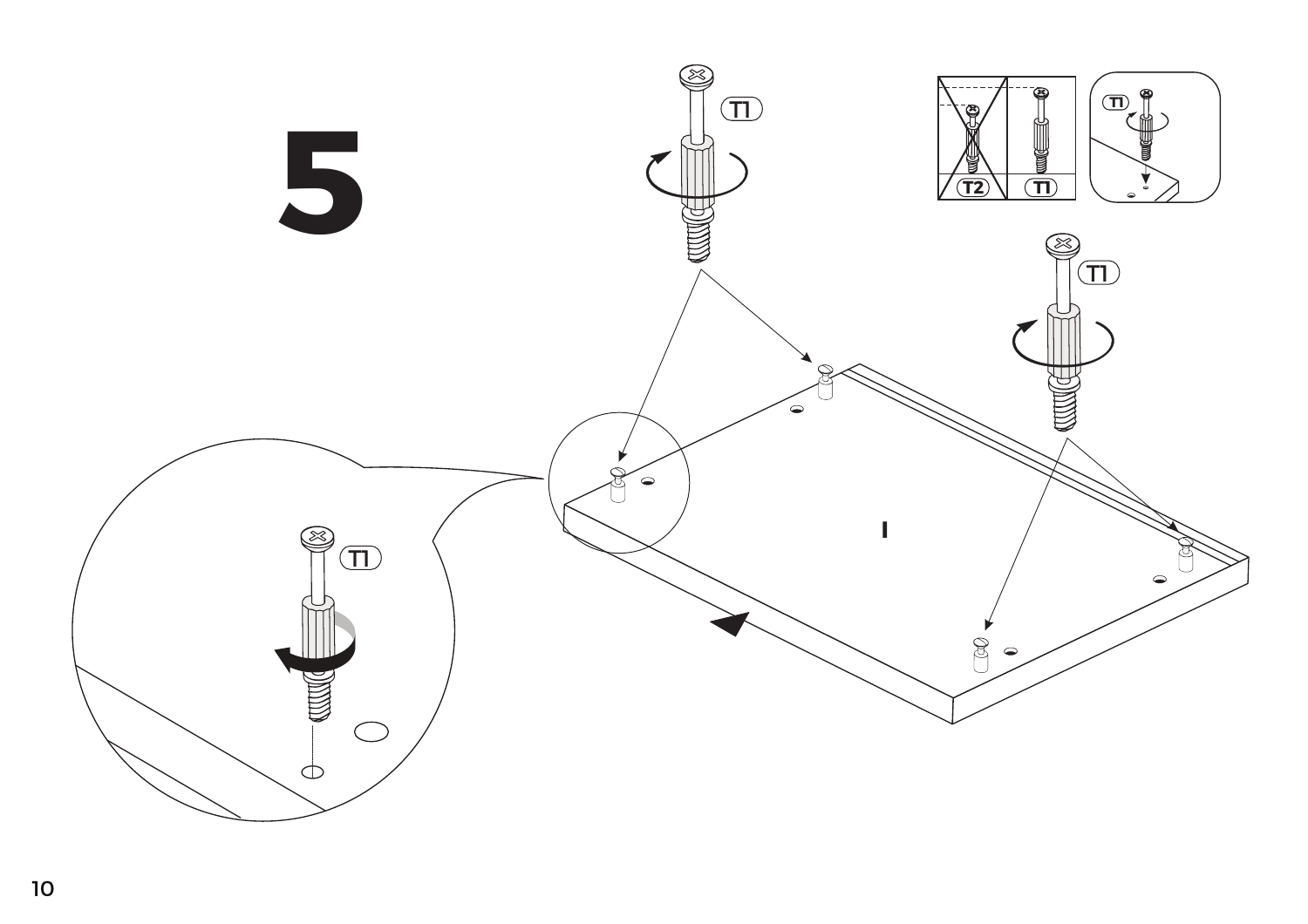# 5

T1

T1

T2

T1

T1

I

T1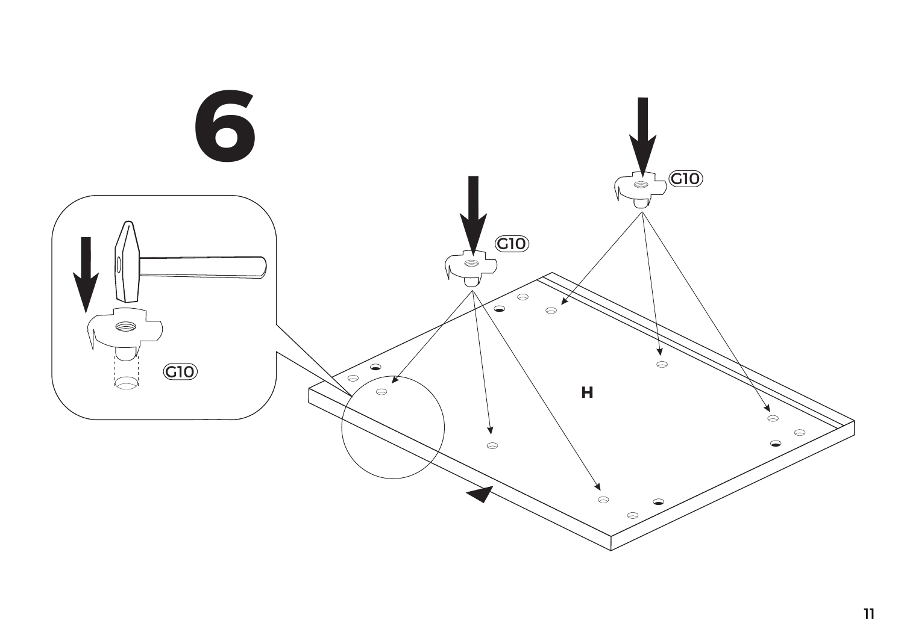# 6

G10

G10

G10

H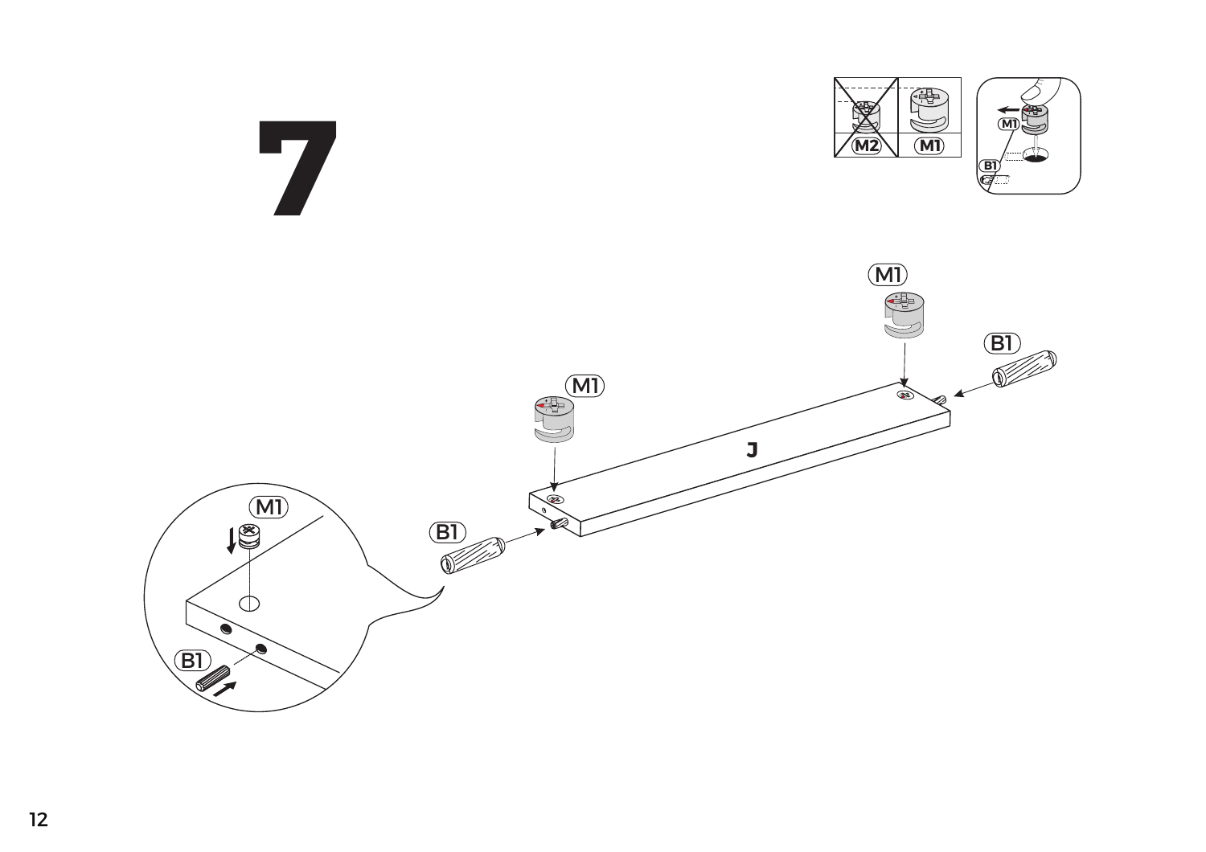# 7

M2 M1

M1

B1

M1

B1

M1

J

B1

M1

B1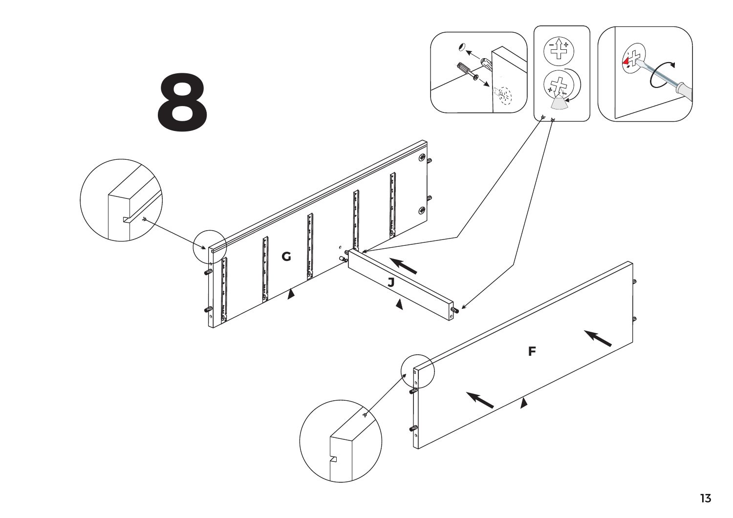# 8

G

J

F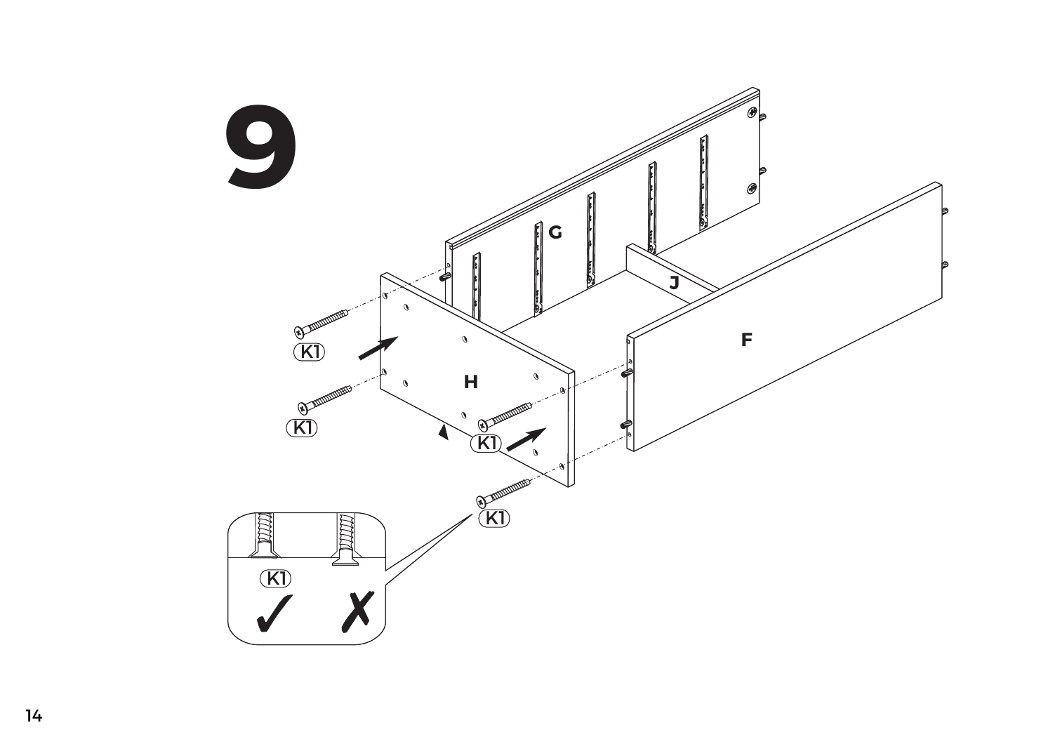# 9

G

J

F

H

K1

K1

K1

K1

K1

✓ ✗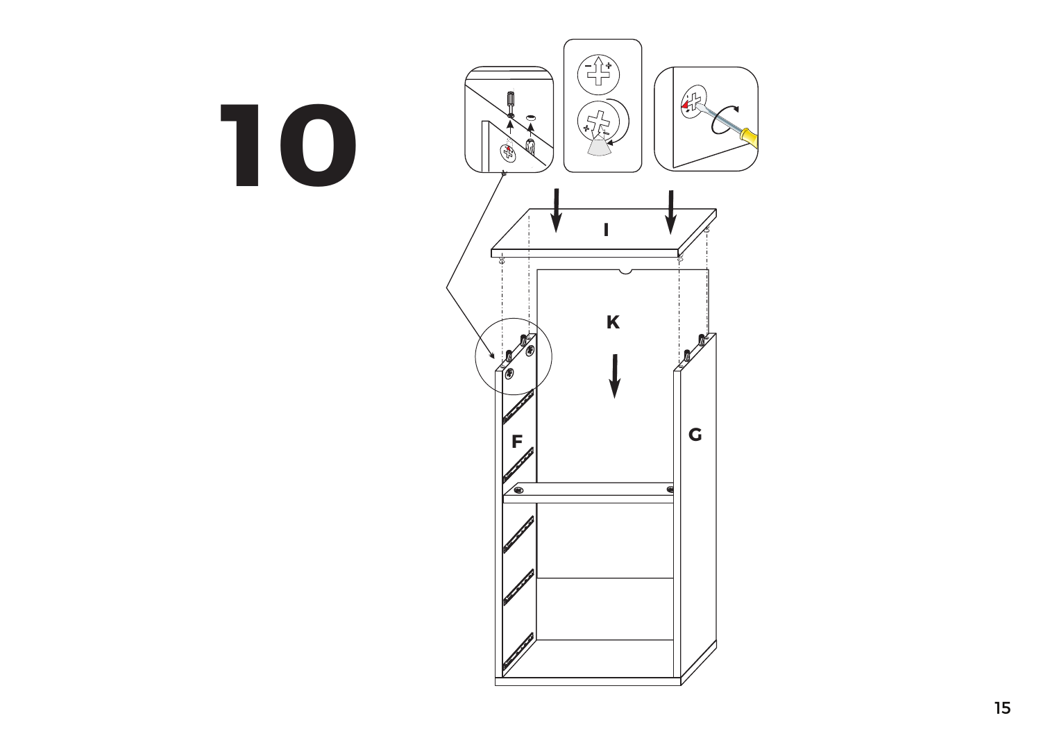# 10

I

K

F

G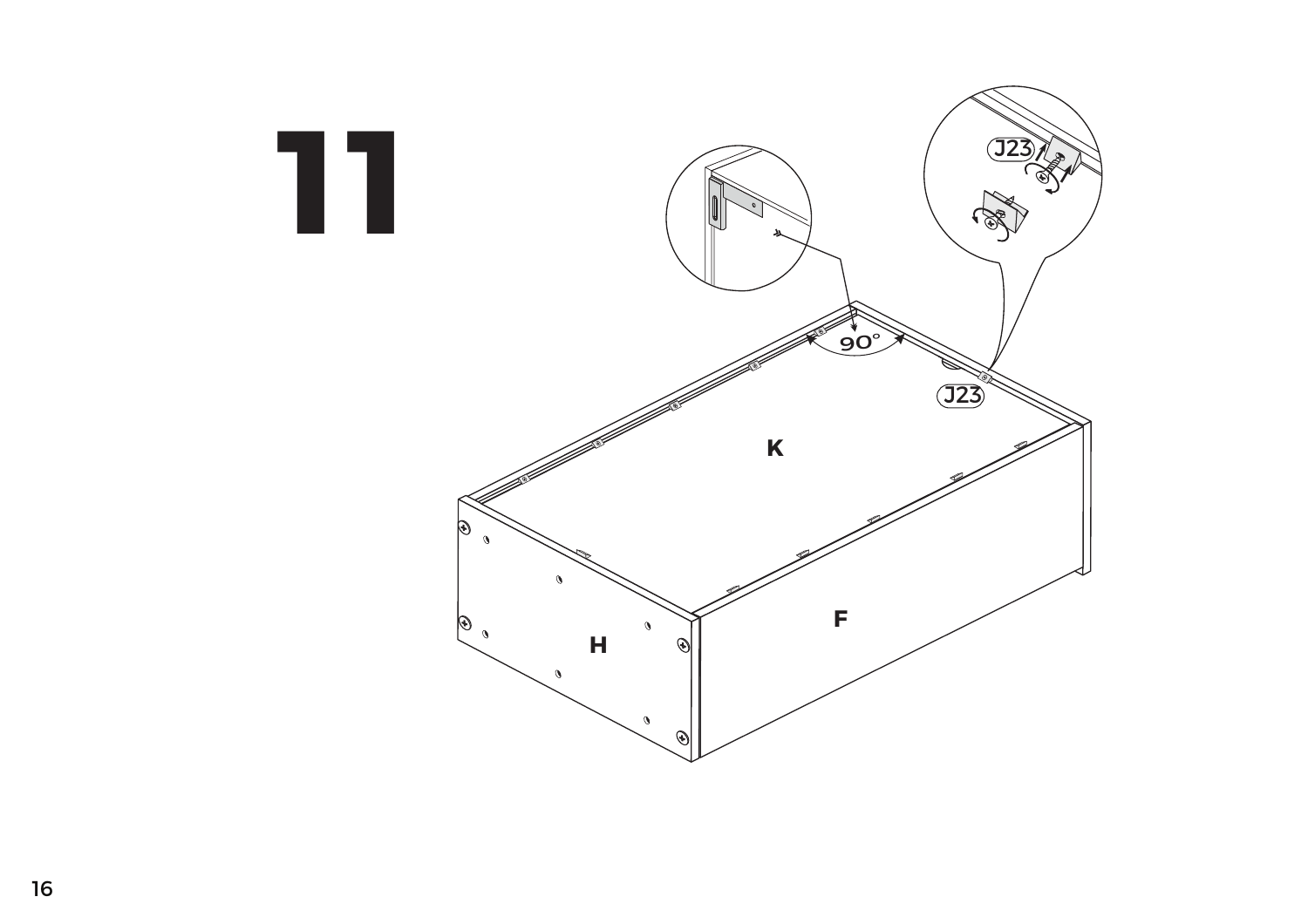# 11

90°

J23

J23

K

H

F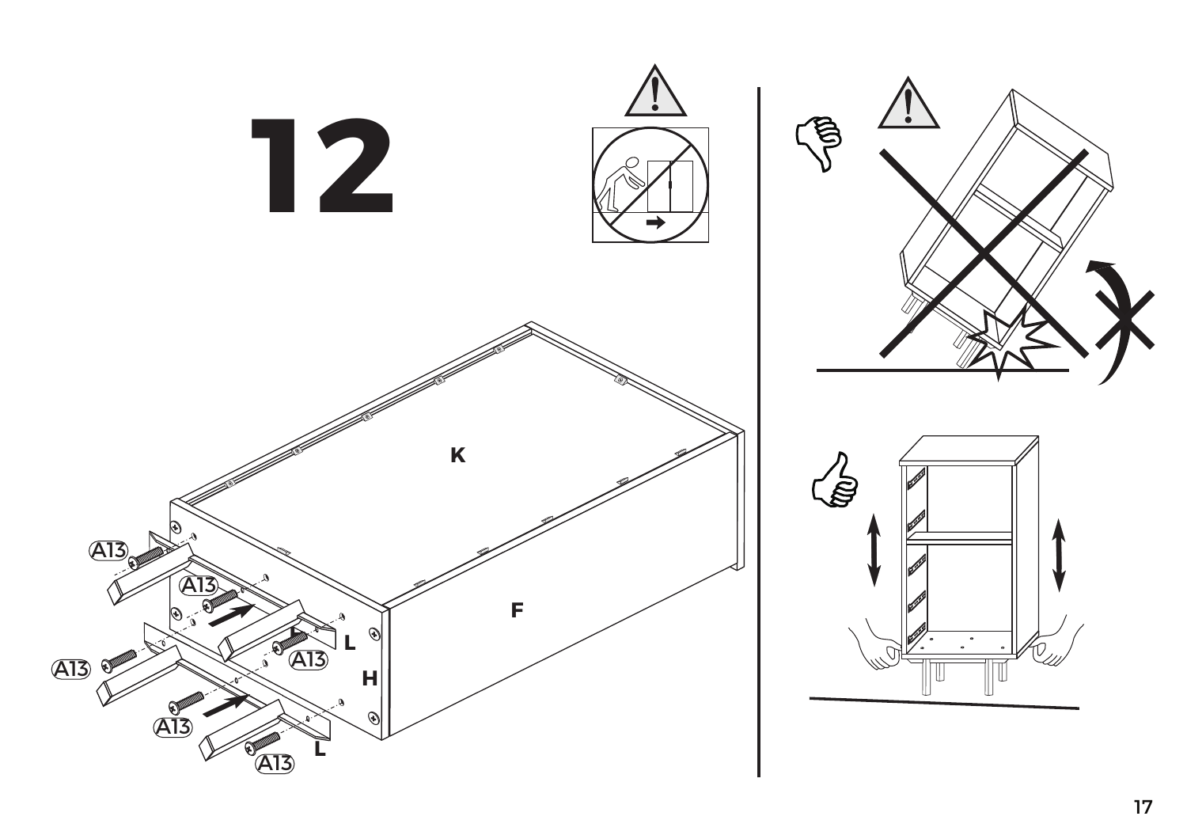# 12

K

F

A13

A13

A13

A13

A13

A13

L

H

L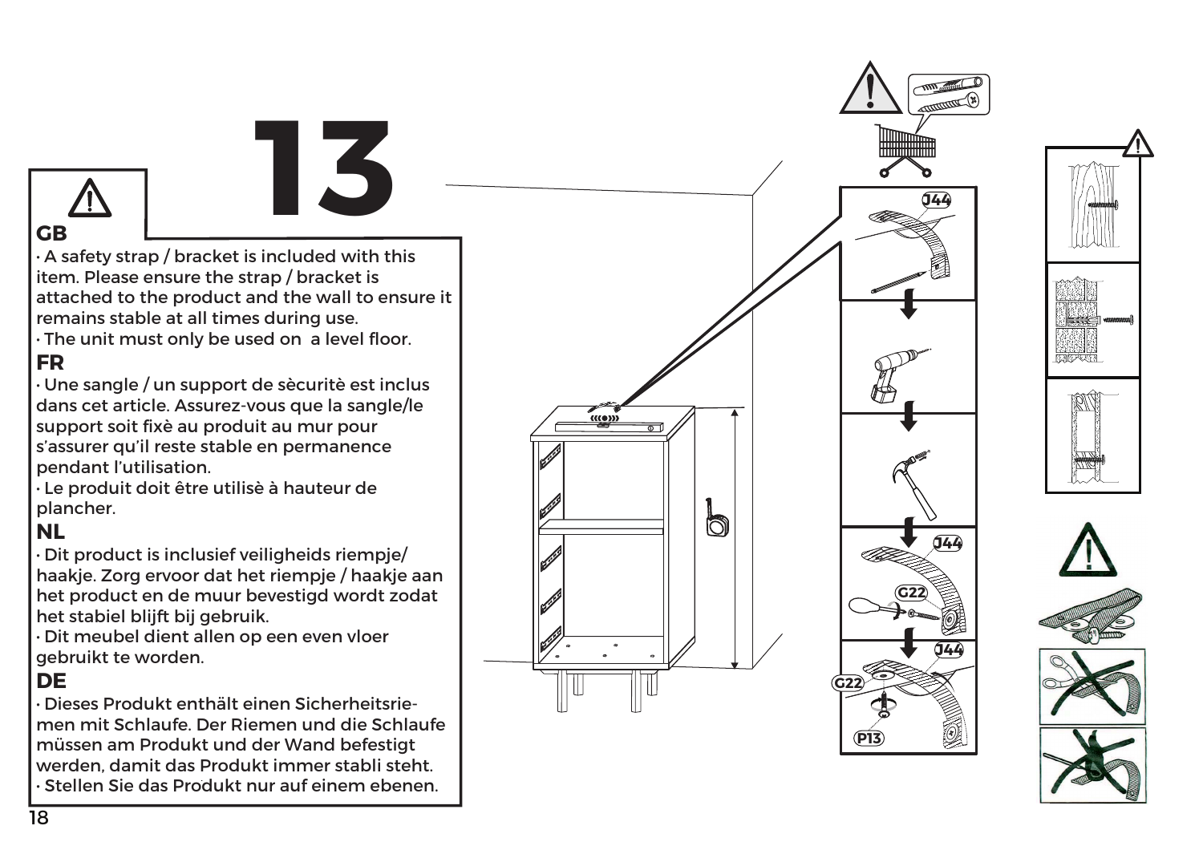# 13

## GB

- A safety strap / bracket is included with this item. Please ensure the strap / bracket is attached to the product and the wall to ensure it remains stable at all times during use.
- The unit must only be used on a level floor.

## FR

- Une sangle / un support de sècuritè est inclus dans cet article. Assurez-vous que la sangle/le support soit fixè au produit au mur pour s'assurer qu'il reste stable en permanence pendant l'utilisation.
- Le produit doit être utilisè à hauteur de plancher.

## NL

- Dit product is inclusief veiligheids riempje/ haakje. Zorg ervoor dat het riempje / haakje aan het product en de muur bevestigd wordt zodat het stabiel blijft bij gebruik.
- Dit meubel dient allen op een even vloer gebruikt te worden.

## DE

- Dieses Produkt enthält einen Sicherheitsriemen mit Schlaufe. Der Riemen und die Schlaufe müssen am Produkt und der Wand befestigt werden, damit das Produkt immer stabli steht.
- Stellen Sie das Produkt nur auf einem ebenen.

J44

J44

G22

J44

G22

P13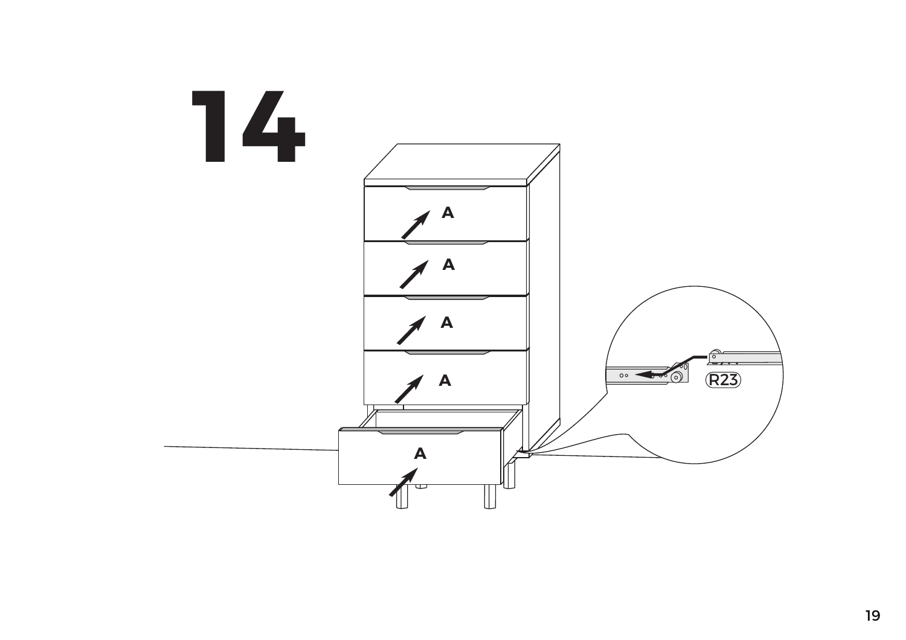# 14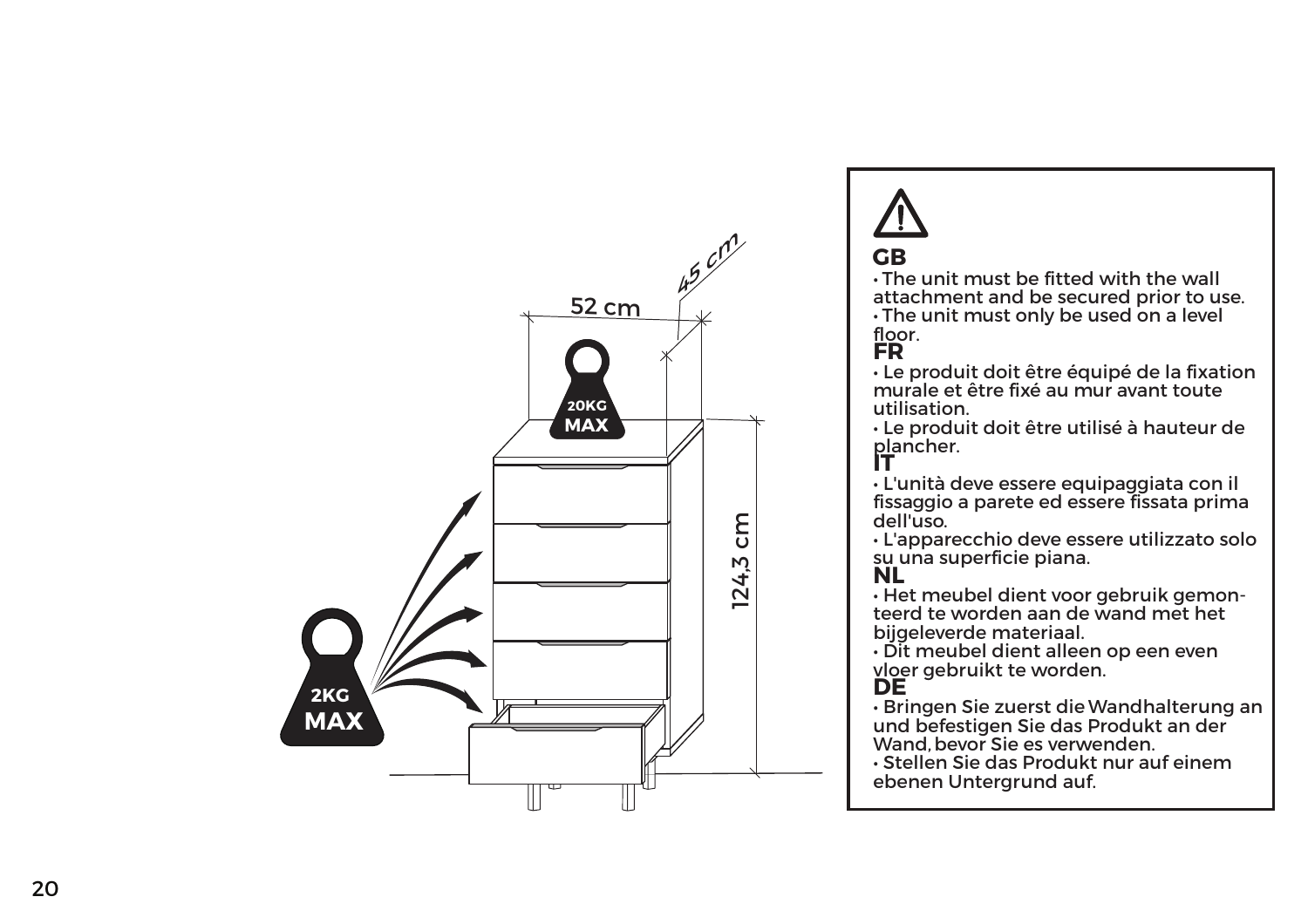52 cm

45 cm

124,3 cm

20KG MAX

2KG MAX

⚠

**GB**

- The unit must be fitted with the wall attachment and be secured prior to use.
- The unit must only be used on a level floor.

**FR**

- Le produit doit être équipé de la fixation murale et être fixé au mur avant toute utilisation.
- Le produit doit être utilisé à hauteur de plancher.

**IT**

- L'unità deve essere equipaggiata con il fissaggio a parete ed essere fissata prima dell'uso.
- L'apparecchio deve essere utilizzato solo su una superficie piana.

**NL**

- Het meubel dient voor gebruik gemonteerd te worden aan de wand met het bijgeleverde materiaal.
- Dit meubel dient alleen op een even vloer gebruikt te worden.

**DE**

- Bringen Sie zuerst die Wandhalterung an und befestigen Sie das Produkt an der Wand, bevor Sie es verwenden.
- Stellen Sie das Produkt nur auf einem ebenen Untergrund auf.